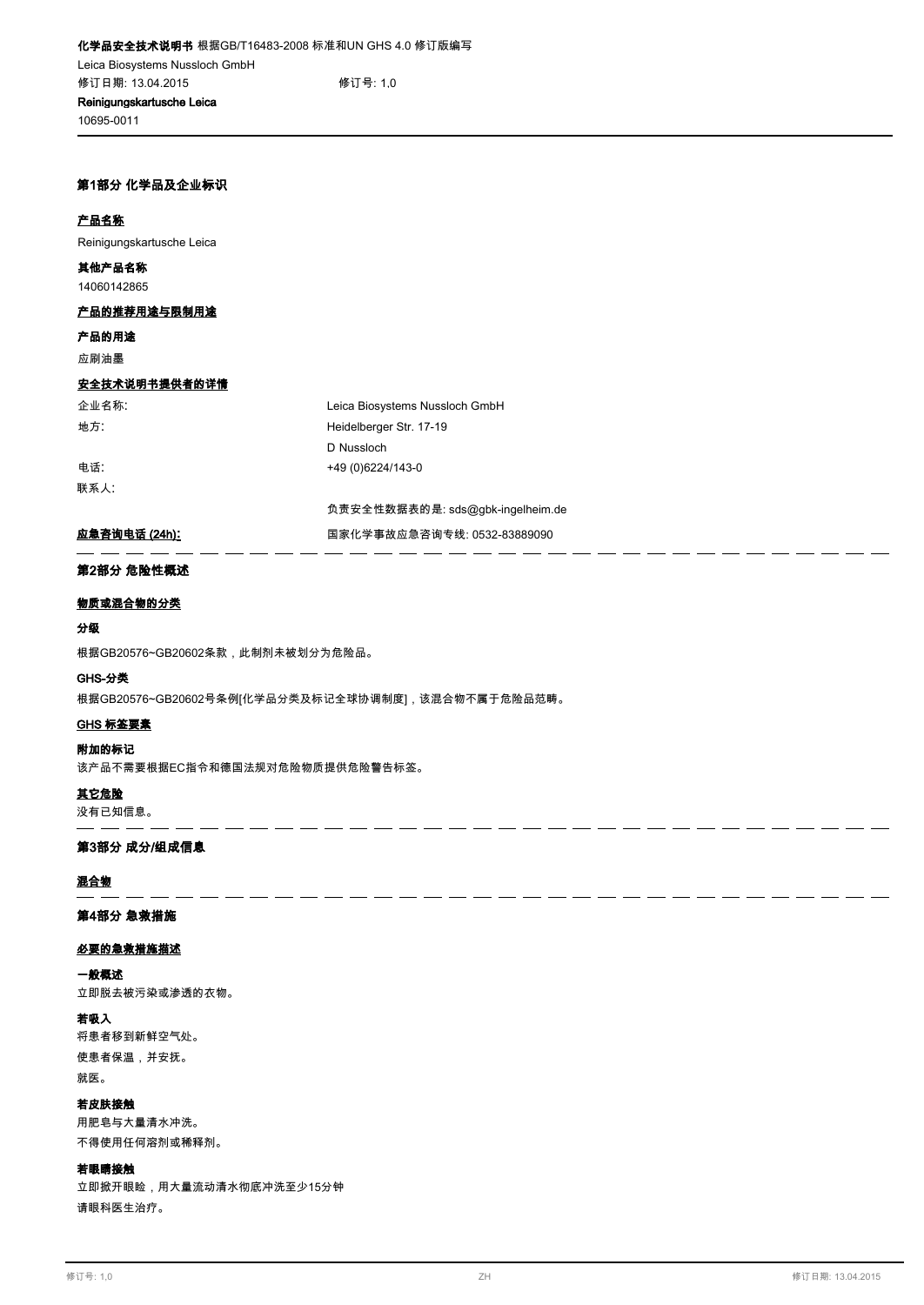**化学品安全技术说明书** 根据GB/T16483-2008 标准和UN GHS 4.0 修订版编写

Leica Biosystems Nussloch GmbH

修订日期: 13.04.2015　　修订号: 1,0

**Reinigungskartusche Leica**

10695-0011

## 第1部分 化学品及企业标识

### 产品名称

Reinigungskartusche Leica

#### 其他产品名称

14060142865

### 产品的推荐用途与限制用途

#### 产品的用途

应刷油墨

### 安全技术说明书提供者的详情

| | |
|---|---|
| 企业名称: | Leica Biosystems Nussloch GmbH |
| 地方: | Heidelberger Str. 17-19 |
| | D Nussloch |
| 电话: | +49 (0)6224/143-0 |
| 联系人: | |
| | 负责安全性数据表的是: sds@gbk-ingelheim.de |

**应急咨询电话 (24h):** 国家化学事故应急咨询专线: 0532-83889090

## 第2部分 危险性概述

### 物质或混合物的分类

#### 分级

根据GB20576~GB20602条款，此制剂未被划分为危险品。

#### GHS-分类

根据GB20576~GB20602号条例[化学品分类及标记全球协调制度]，该混合物不属于危险品范畴。

### GHS 标签要素

#### 附加的标记

该产品不需要根据EC指令和德国法规对危险物质提供危险警告标签。

### 其它危险

没有已知信息。

## 第3部分 成分/组成信息

### 混合物

## 第4部分 急救措施

### 必要的急救措施描述

#### 一般概述

立即脱去被污染或渗透的衣物。

#### 若吸入

将患者移到新鲜空气处。

使患者保温，并安抚。

就医。

#### 若皮肤接触

用肥皂与大量清水冲洗。

不得使用任何溶剂或稀释剂。

#### 若眼睛接触

立即掀开眼睑，用大量流动清水彻底冲洗至少15分钟

请眼科医生治疗。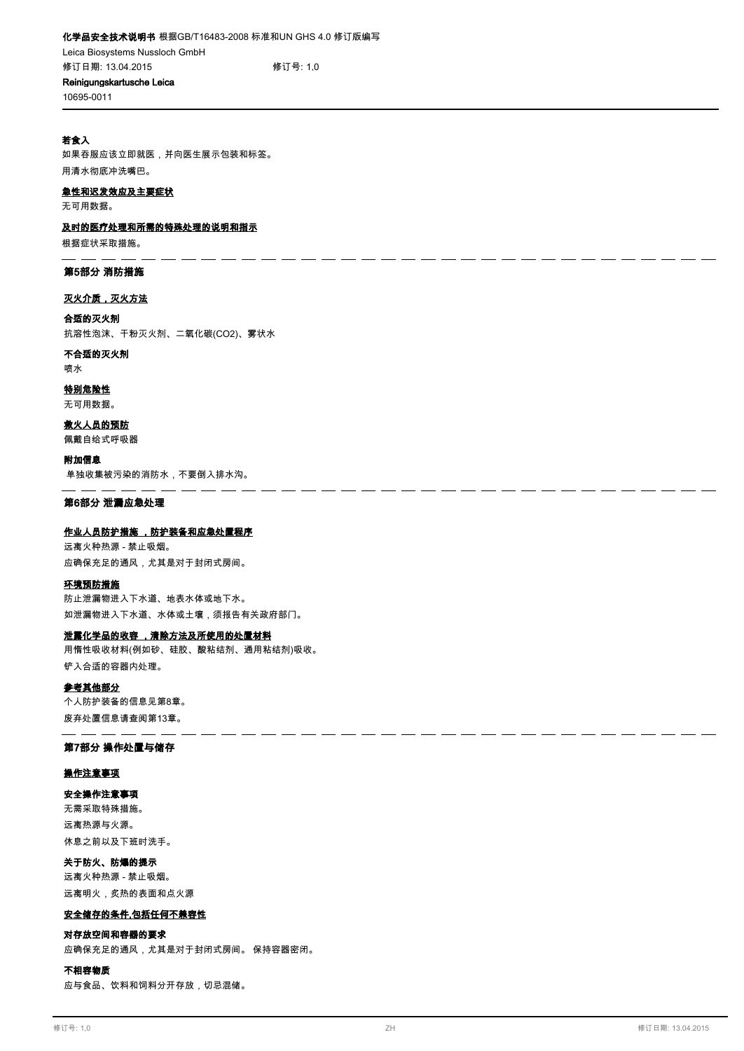**若食入**

如果吞服应该立即就医，并向医生展示包装和标签。

用清水彻底冲洗嘴巴。

**急性和迟发效应及主要症状**

无可用数据。

**及时的医疗处理和所需的特殊处理的说明和指示**

根据症状采取措施。

## 第5部分 消防措施

**灭火介质，灭火方法**

**合适的灭火剂**

抗溶性泡沫、干粉灭火剂、二氧化碳($CO_2$)、雾状水

**不合适的灭火剂**

喷水

**特别危险性**

无可用数据。

**救火人员的预防**

佩戴自给式呼吸器

**附加信息**

单独收集被污染的消防水，不要倒入排水沟。

## 第6部分 泄漏应急处理

**作业人员防护措施 ，防护装备和应急处置程序**

远离火种热源 - 禁止吸烟。

应确保充足的通风，尤其是对于封闭式房间。

**环境预防措施**

防止泄漏物进入下水道、地表水体或地下水。

如泄漏物进入下水道、水体或土壤，须报告有关政府部门。

**泄露化学品的收容 ，清除方法及所使用的处置材料**

用惰性吸收材料(例如砂、硅胶、酸粘结剂、通用粘结剂)吸收。

铲入合适的容器内处理。

**参考其他部分**

个人防护装备的信息见第8章。

废弃处置信息请查阅第13章。

## 第7部分 操作处置与储存

**操作注意事项**

**安全操作注意事项**

无需采取特殊措施。

远离热源与火源。

休息之前以及下班时洗手。

**关于防火、防爆的提示**

远离火种热源 - 禁止吸烟。

远离明火，炙热的表面和点火源

**安全储存的条件,包括任何不兼容性**

**对存放空间和容器的要求**

应确保充足的通风，尤其是对于封闭式房间。 保持容器密闭。

**不相容物质**

应与食品、饮料和饲料分开存放，切忌混储。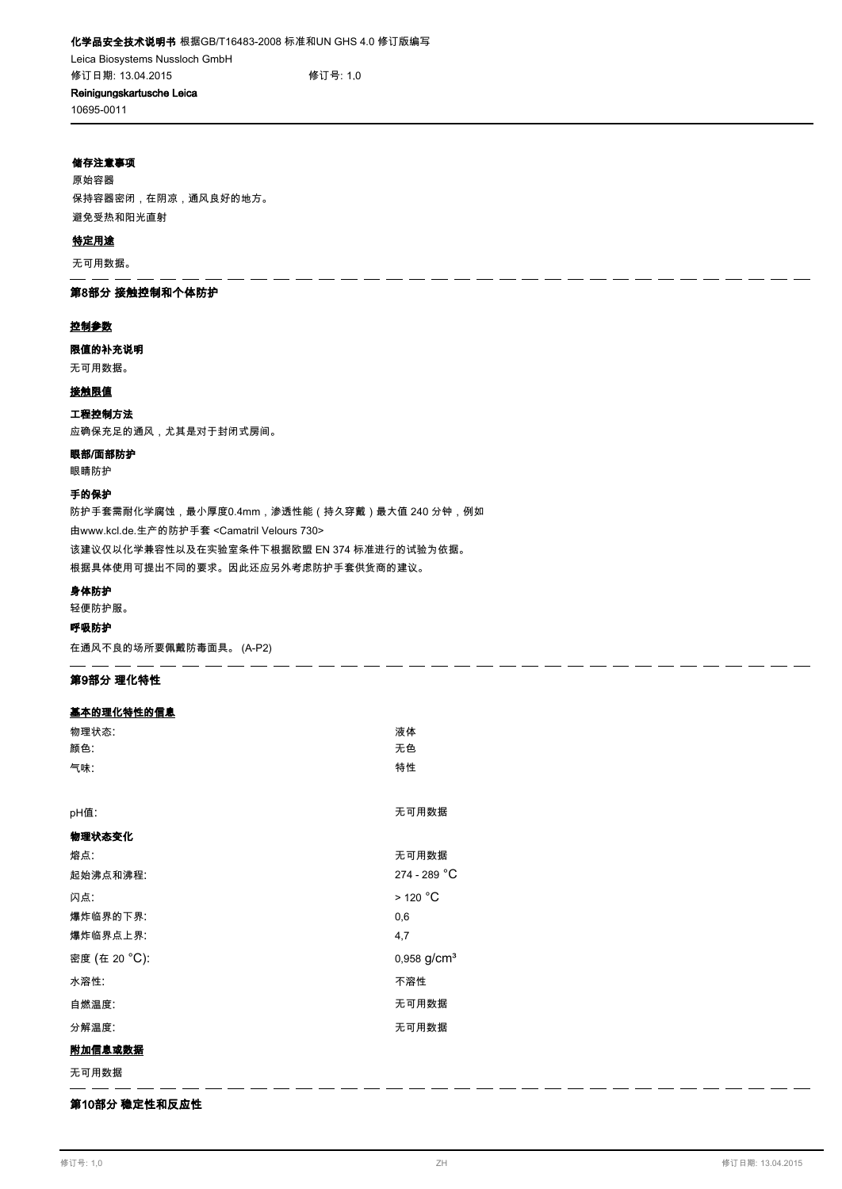**储存注意事项**

原始容器

保持容器密闭，在阴凉，通风良好的地方。

避免受热和阳光直射

**特定用途**

无可用数据。

---

## 第8部分 接触控制和个体防护

**控制参数**

**限值的补充说明**

无可用数据。

**接触限值**

**工程控制方法**

应确保充足的通风，尤其是对于封闭式房间。

**眼部/面部防护**

眼睛防护

**手的保护**

防护手套需耐化学腐蚀，最小厚度0.4mm，渗透性能（持久穿戴）最大值 240 分钟，例如

由www.kcl.de.生产的防护手套 <Camatril Velours 730>

该建议仅以化学兼容性以及在实验室条件下根据欧盟 EN 374 标准进行的试验为依据。

根据具体使用可提出不同的要求。因此还应另外考虑防护手套供货商的建议。

**身体防护**

轻便防护服。

**呼吸防护**

在通风不良的场所要佩戴防毒面具。 (A-P2)

---

## 第9部分 理化特性

**基本的理化特性的信息**

| | |
|---|---|
| 物理状态: | 液体 |
| 颜色: | 无色 |
| 气味: | 特性 |
| pH值: | 无可用数据 |

**物理状态变化**

| | |
|---|---|
| 熔点: | 无可用数据 |
| 起始沸点和沸程: | 274 - 289 °C |
| 闪点: | > 120 °C |
| 爆炸临界的下界: | 0,6 |
| 爆炸临界点上界: | 4,7 |
| 密度 (在 20 °C): | 0,958 g/cm³ |
| 水溶性: | 不溶性 |
| 自燃温度: | 无可用数据 |
| 分解温度: | 无可用数据 |

**附加信息或数据**

无可用数据

---

## 第10部分 稳定性和反应性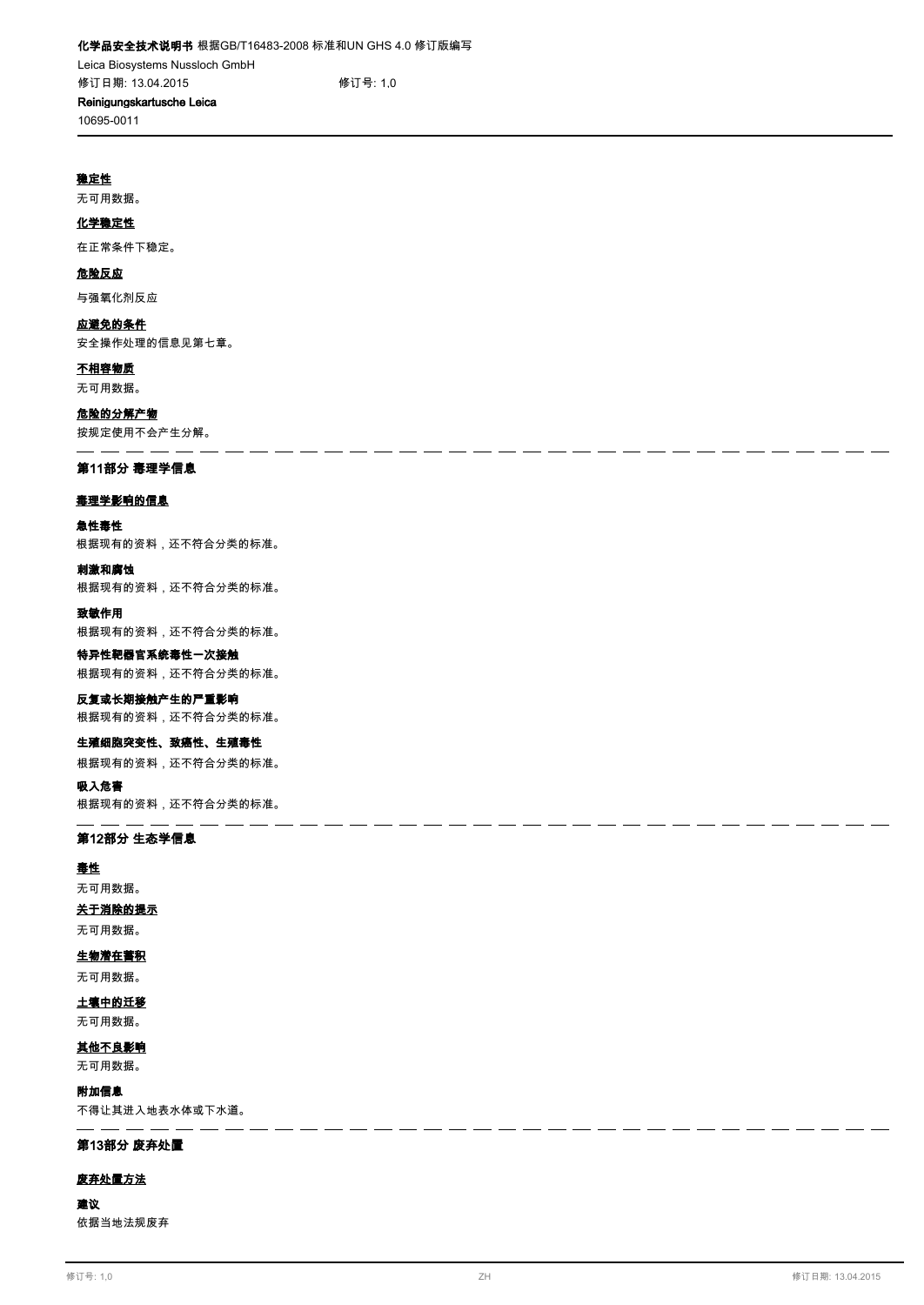**稳定性**

无可用数据。

**化学稳定性**

在正常条件下稳定。

**危险反应**

与强氧化剂反应

**应避免的条件**

安全操作处理的信息见第七章。

**不相容物质**

无可用数据。

**危险的分解产物**

按规定使用不会产生分解。

## 第11部分 毒理学信息

**毒理学影响的信息**

**急性毒性**

根据现有的资料，还不符合分类的标准。

**刺激和腐蚀**

根据现有的资料，还不符合分类的标准。

**致敏作用**

根据现有的资料，还不符合分类的标准。

**特异性靶器官系统毒性一次接触**

根据现有的资料，还不符合分类的标准。

**反复或长期接触产生的严重影响**

根据现有的资料，还不符合分类的标准。

**生殖细胞突变性、致癌性、生殖毒性**

根据现有的资料，还不符合分类的标准。

**吸入危害**

根据现有的资料，还不符合分类的标准。

## 第12部分 生态学信息

**毒性**

无可用数据。

**关于消除的提示**

无可用数据。

**生物潜在蓄积**

无可用数据。

**土壤中的迁移**

无可用数据。

**其他不良影响**

无可用数据。

**附加信息**

不得让其进入地表水体或下水道。

## 第13部分 废弃处置

**废弃处置方法**

**建议**

依据当地法规废弃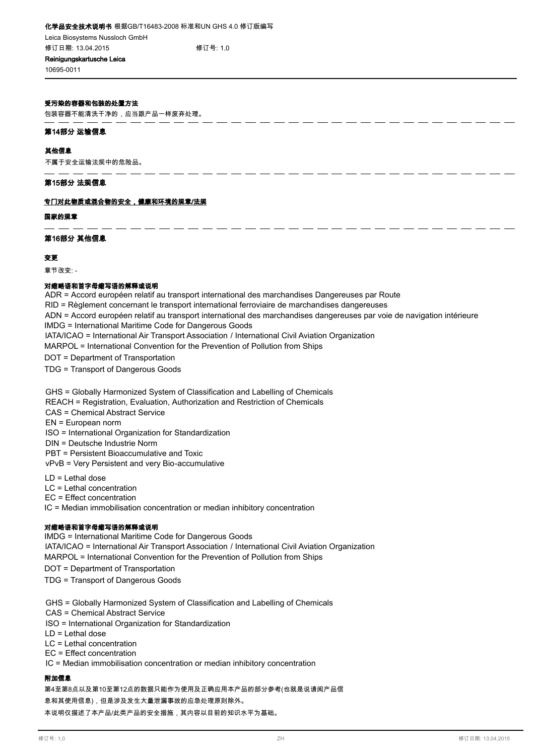#### 受污染的容器和包装的处置方法

包装容器不能清洗干净的，应当跟产品一样废弃处理。

---

## 第14部分 运输信息

#### 其他信息

不属于安全运输法规中的危险品。

---

## 第15部分 法规信息

#### 专门对此物质或混合物的安全，健康和环境的规章/法规

#### 国家的规章

---

## 第16部分 其他信息

#### 变更

章节改变: -

#### 对缩略语和首字母缩写语的解释或说明

ADR = Accord européen relatif au transport international des marchandises Dangereuses par Route
RID = Règlement concernant le transport international ferroviaire de marchandises dangereuses
ADN = Accord européen relatif au transport international des marchandises dangereuses par voie de navigation intérieure
IMDG = International Maritime Code for Dangerous Goods
IATA/ICAO = International Air Transport Association / International Civil Aviation Organization
MARPOL = International Convention for the Prevention of Pollution from Ships
DOT = Department of Transportation
TDG = Transport of Dangerous Goods

GHS = Globally Harmonized System of Classification and Labelling of Chemicals
REACH = Registration, Evaluation, Authorization and Restriction of Chemicals
CAS = Chemical Abstract Service
EN = European norm
ISO = International Organization for Standardization
DIN = Deutsche Industrie Norm
PBT = Persistent Bioaccumulative and Toxic
vPvB = Very Persistent and very Bio-accumulative

LD = Lethal dose
LC = Lethal concentration
EC = Effect concentration
IC = Median immobilisation concentration or median inhibitory concentration

#### 对缩略语和首字母缩写语的解释或说明

IMDG = International Maritime Code for Dangerous Goods
IATA/ICAO = International Air Transport Association / International Civil Aviation Organization
MARPOL = International Convention for the Prevention of Pollution from Ships
DOT = Department of Transportation
TDG = Transport of Dangerous Goods

GHS = Globally Harmonized System of Classification and Labelling of Chemicals
CAS = Chemical Abstract Service
ISO = International Organization for Standardization
LD = Lethal dose
LC = Lethal concentration
EC = Effect concentration
IC = Median immobilisation concentration or median inhibitory concentration

#### 附加信息

第4至第8点以及第10至第12点的数据只能作为使用及正确应用本产品的部分参考(也就是说请阅产品信息和其使用信息)，但是涉及发生大量泄漏事故的应急处理原则除外。

本说明仅描述了本产品/此类产品的安全措施，其内容以目前的知识水平为基础。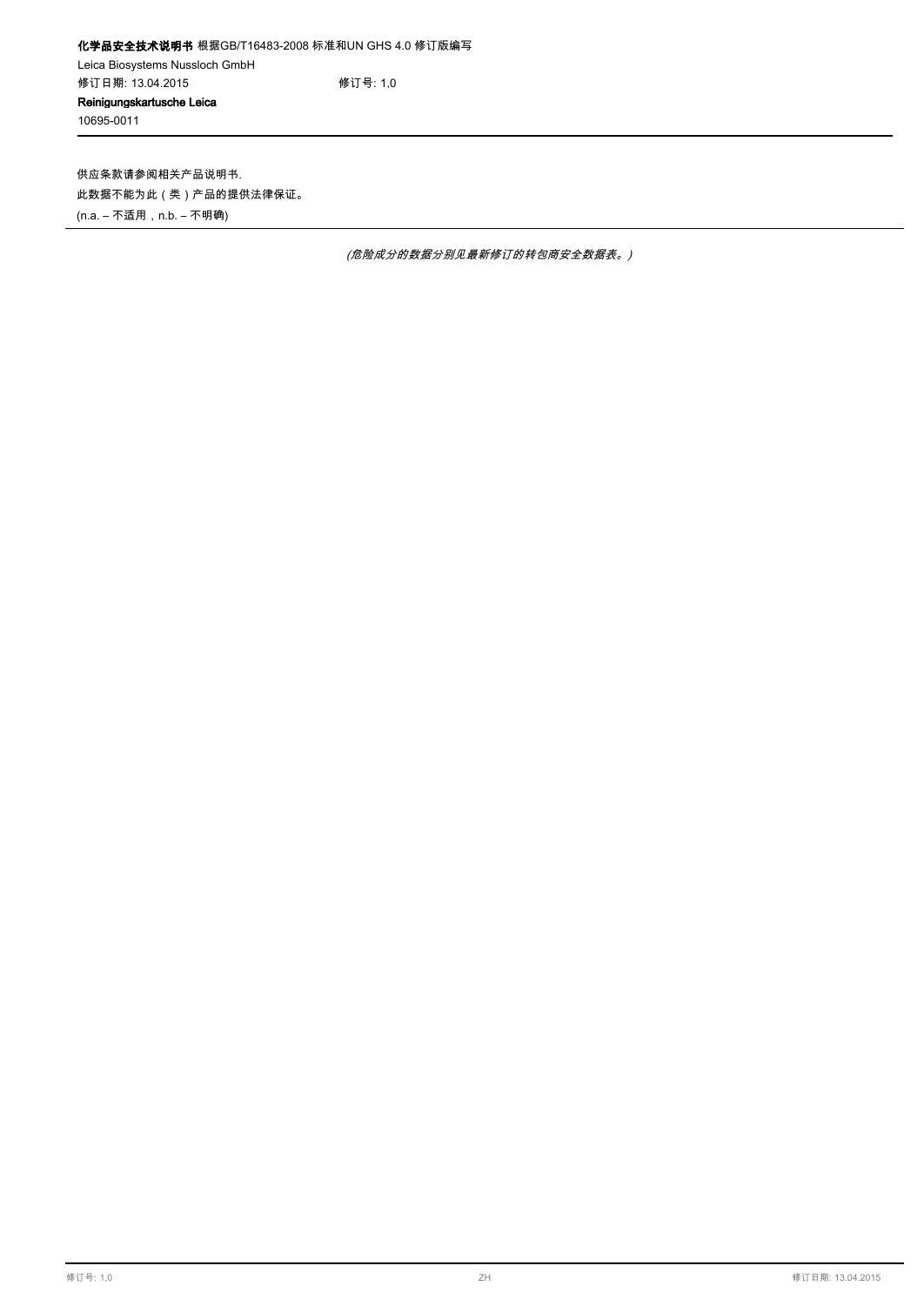供应条款请参阅相关产品说明书.

此数据不能为此（类）产品的提供法律保证。

(n.a. – 不适用，n.b. – 不明确)

*(危险成分的数据分别见最新修订的转包商安全数据表。)*